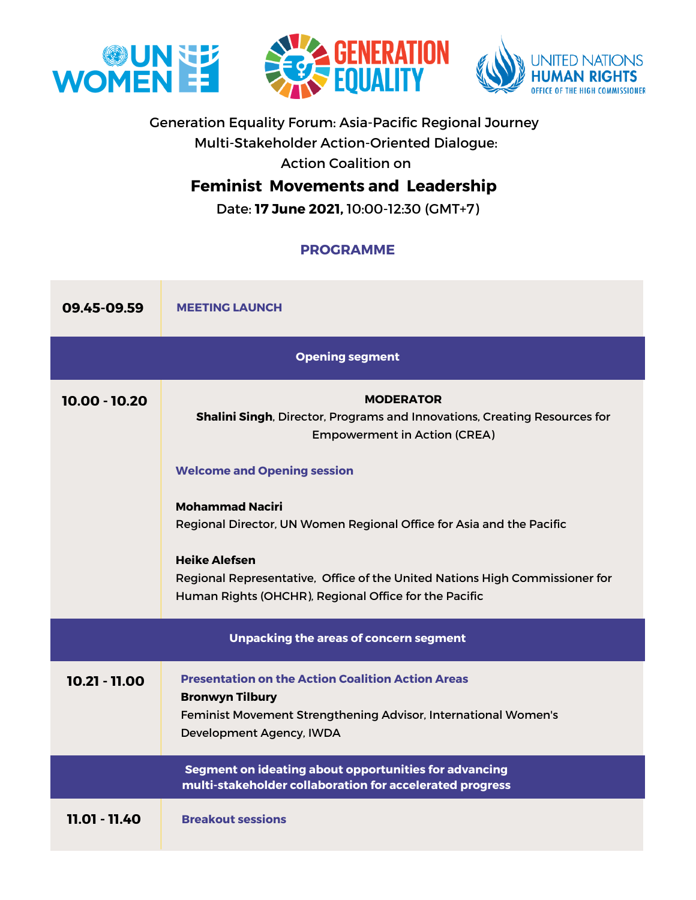UN WOMEN | GENERATION EQUALITY | UNITED NATIONS HUMAN RIGHTS OFFICE OF THE HIGH COMMISSIONER

Generation Equality Forum: Asia-Pacific Regional Journey

Multi-Stakeholder Action-Oriented Dialogue:

Action Coalition on

# Feminist Movements and Leadership

Date: **17 June 2021,** 10:00-12:30 (GMT+7)

## PROGRAMME

| | |
|---|---|
| **09.45-09.59** | **MEETING LAUNCH** |
| | **Opening segment** |
| **10.00 - 10.20** | **MODERATOR**<br>**Shalini Singh**, Director, Programs and Innovations, Creating Resources for Empowerment in Action (CREA)<br><br>**Welcome and Opening session**<br><br>**Mohammad Naciri**<br>Regional Director, UN Women Regional Office for Asia and the Pacific<br><br>**Heike Alefsen**<br>Regional Representative, Office of the United Nations High Commissioner for Human Rights (OHCHR), Regional Office for the Pacific |
| | **Unpacking the areas of concern segment** |
| **10.21 - 11.00** | **Presentation on the Action Coalition Action Areas**<br>**Bronwyn Tilbury**<br>Feminist Movement Strengthening Advisor, International Women's Development Agency, IWDA |
| | **Segment on ideating about opportunities for advancing multi-stakeholder collaboration for accelerated progress** |
| **11.01 - 11.40** | **Breakout sessions** |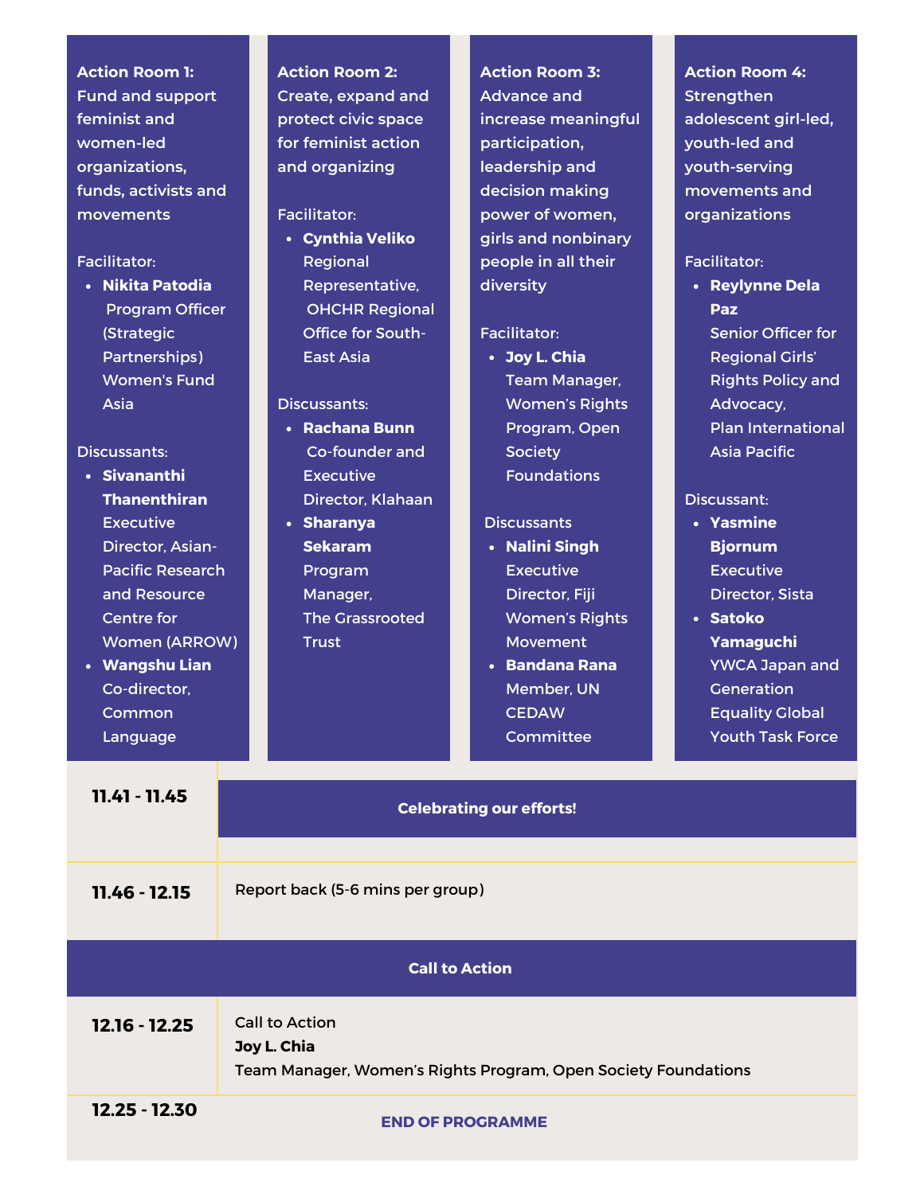**Action Room 1:** Fund and support feminist and women-led organizations, funds, activists and movements

Facilitator:

- **Nikita Patodia**
  Program Officer (Strategic Partnerships) Women's Fund Asia

Discussants:

- **Sivananthi Thanenthiran**
  Executive Director, Asian-Pacific Research and Resource Centre for Women (ARROW)
- **Wangshu Lian**
  Co-director, Common Language

**Action Room 2:** Create, expand and protect civic space for feminist action and organizing

Facilitator:

- **Cynthia Veliko**
  Regional Representative, OHCHR Regional Office for South-East Asia

Discussants:

- **Rachana Bunn**
  Co-founder and Executive Director, Klahaan
- **Sharanya Sekaram**
  Program Manager, The Grassrooted Trust

**Action Room 3:** Advance and increase meaningful participation, leadership and decision making power of women, girls and nonbinary people in all their diversity

Facilitator:

- **Joy L. Chia**
  Team Manager, Women's Rights Program, Open Society Foundations

Discussants

- **Nalini Singh**
  Executive Director, Fiji Women's Rights Movement
- **Bandana Rana**
  Member, UN CEDAW Committee

**Action Room 4:** Strengthen adolescent girl-led, youth-led and youth-serving movements and organizations

Facilitator:

- **Reylynne Dela Paz**
  Senior Officer for Regional Girls' Rights Policy and Advocacy, Plan International Asia Pacific

Discussant:

- **Yasmine Bjornum**
  Executive Director, Sista
- **Satoko Yamaguchi**
  YWCA Japan and Generation Equality Global Youth Task Force

| | |
|---|---|
| **11.41 - 11.45** | **Celebrating our efforts!** |
| **11.46 - 12.15** | Report back (5-6 mins per group) |
| | **Call to Action** |
| **12.16 - 12.25** | Call to Action<br>**Joy L. Chia**<br>Team Manager, Women's Rights Program, Open Society Foundations |
| **12.25 - 12.30** | **END OF PROGRAMME** |